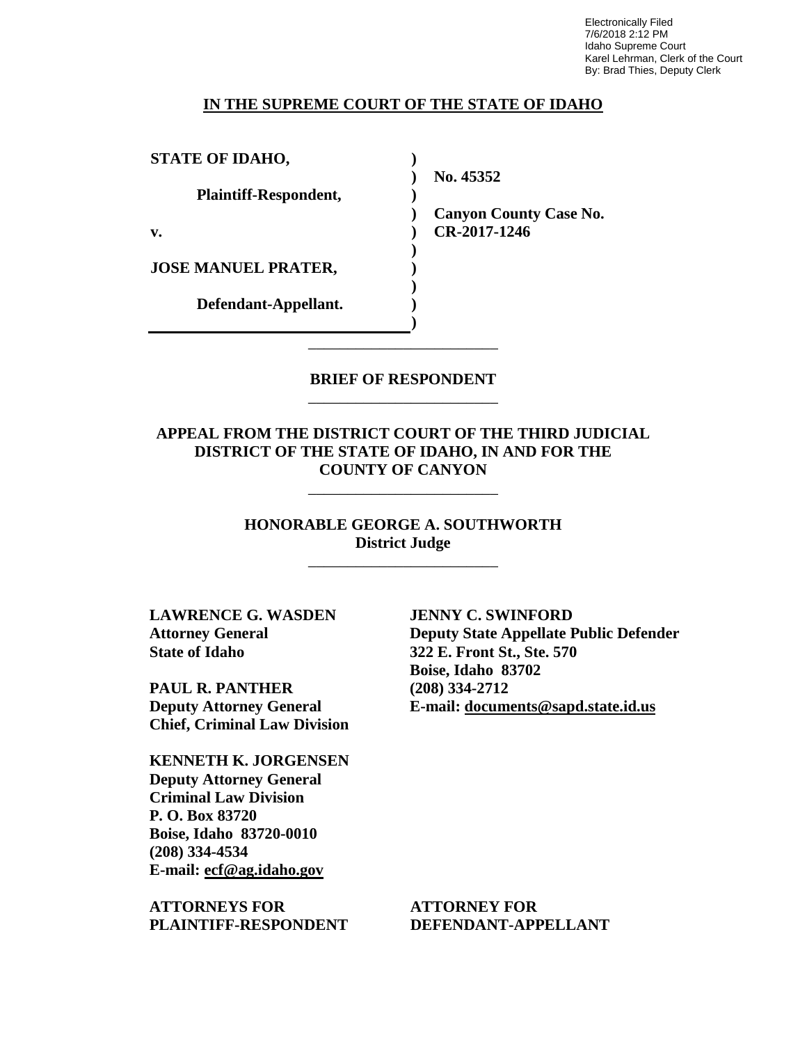Electronically Filed
7/6/2018 2:12 PM
Idaho Supreme Court
Karel Lehrman, Clerk of the Court
By: Brad Thies, Deputy Clerk

**IN THE SUPREME COURT OF THE STATE OF IDAHO**

| | | |
|---|---|---|
| **STATE OF IDAHO,** | ) | |
| | ) | **No. 45352** |
| **Plaintiff-Respondent,** | ) | |
| | ) | **Canyon County Case No.** |
| **v.** | ) | **CR-2017-1246** |
| | ) | |
| **JOSE MANUEL PRATER,** | ) | |
| | ) | |
| **Defendant-Appellant.** | ) | |
| | ) | |

---

**BRIEF OF RESPONDENT**

---

**APPEAL FROM THE DISTRICT COURT OF THE THIRD JUDICIAL DISTRICT OF THE STATE OF IDAHO, IN AND FOR THE COUNTY OF CANYON**

---

**HONORABLE GEORGE A. SOUTHWORTH**
**District Judge**

---

**LAWRENCE G. WASDEN**
**Attorney General**
**State of Idaho**

**PAUL R. PANTHER**
**Deputy Attorney General**
**Chief, Criminal Law Division**

**KENNETH K. JORGENSEN**
**Deputy Attorney General**
**Criminal Law Division**
**P. O. Box 83720**
**Boise, Idaho 83720-0010**
**(208) 334-4534**
**E-mail: ecf@ag.idaho.gov**

**ATTORNEYS FOR PLAINTIFF-RESPONDENT**

**JENNY C. SWINFORD**
**Deputy State Appellate Public Defender**
**322 E. Front St., Ste. 570**
**Boise, Idaho 83702**
**(208) 334-2712**
**E-mail: documents@sapd.state.id.us**

**ATTORNEY FOR DEFENDANT-APPELLANT**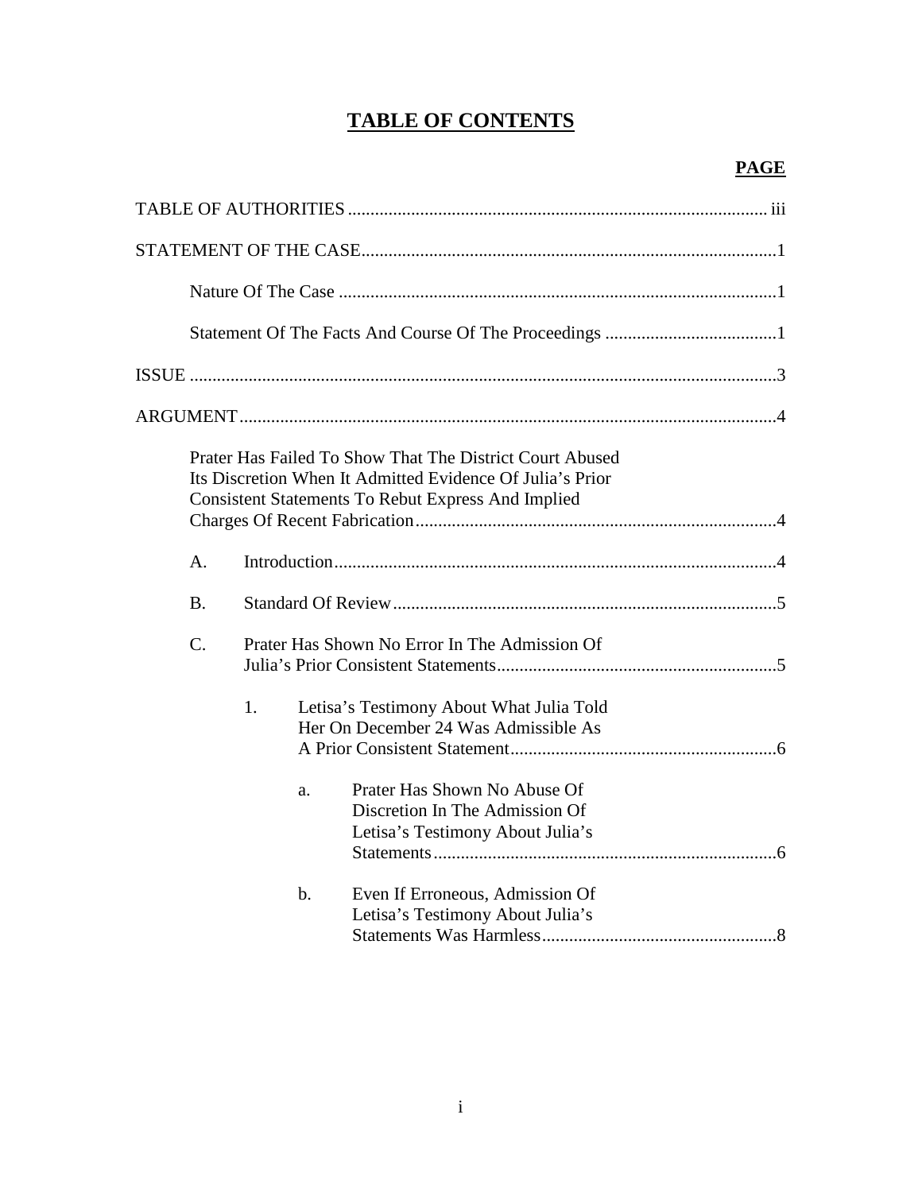# TABLE OF CONTENTS

**PAGE**

TABLE OF AUTHORITIES ............................................................................................ iii

STATEMENT OF THE CASE...........................................................................................1

Nature Of The Case ................................................................................................1

Statement Of The Facts And Course Of The Proceedings ......................................1

ISSUE ................................................................................................................................3

ARGUMENT ......................................................................................................................4

Prater Has Failed To Show That The District Court Abused Its Discretion When It Admitted Evidence Of Julia's Prior Consistent Statements To Rebut Express And Implied Charges Of Recent Fabrication ...............................................................................4

A. Introduction..................................................................................................4

B. Standard Of Review.....................................................................................5

C. Prater Has Shown No Error In The Admission Of Julia's Prior Consistent Statements.............................................................5

1. Letisa's Testimony About What Julia Told Her On December 24 Was Admissible As A Prior Consistent Statement...........................................................6

a. Prater Has Shown No Abuse Of Discretion In The Admission Of Letisa's Testimony About Julia's Statements............................................................................6

b. Even If Erroneous, Admission Of Letisa's Testimony About Julia's Statements Was Harmless....................................................8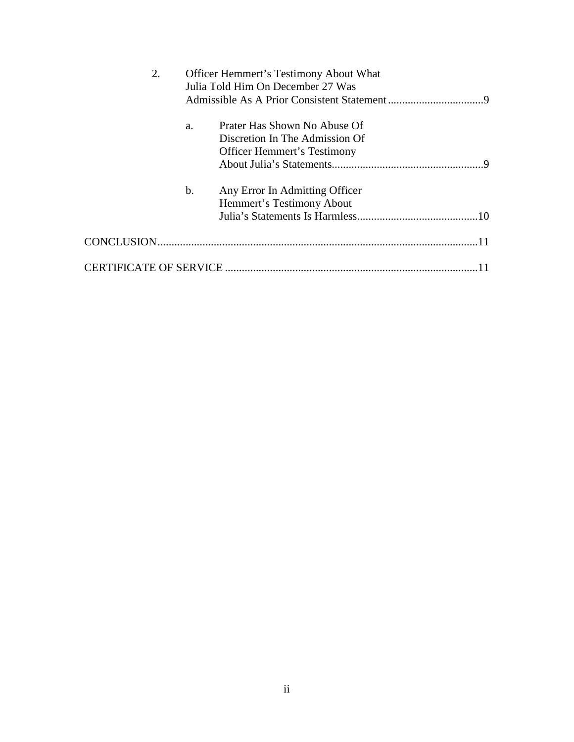2. Officer Hemmert's Testimony About What Julia Told Him On December 27 Was Admissible As A Prior Consistent Statement .................................9

   a. Prater Has Shown No Abuse Of Discretion In The Admission Of Officer Hemmert's Testimony About Julia's Statements.....................................................9

   b. Any Error In Admitting Officer Hemmert's Testimony About Julia's Statements Is Harmless...........................................10

CONCLUSION.................................................................................................................11

CERTIFICATE OF SERVICE .........................................................................................11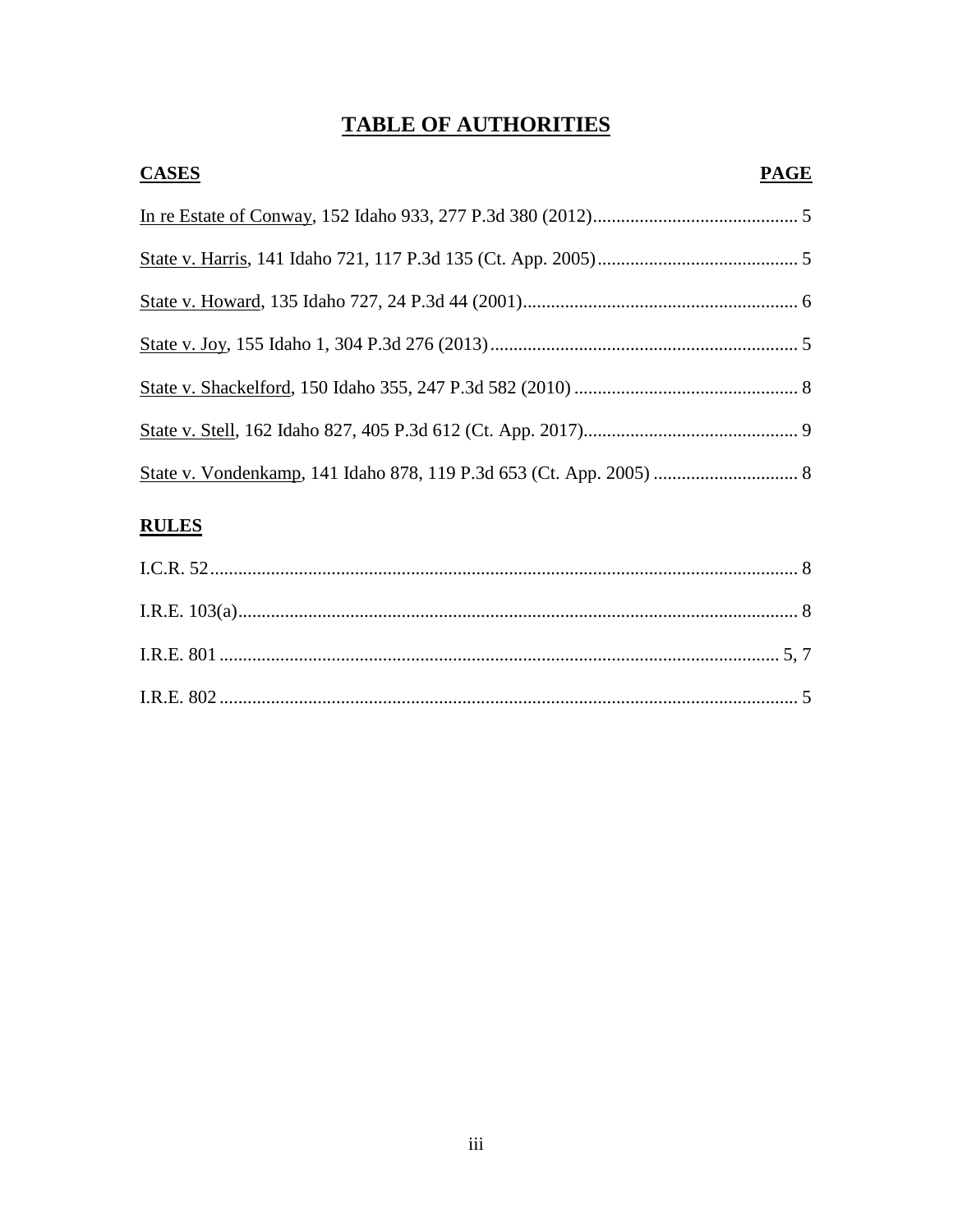# TABLE OF AUTHORITIES

| CASES | PAGE |
|---|---|
| In re Estate of Conway, 152 Idaho 933, 277 P.3d 380 (2012) | 5 |
| State v. Harris, 141 Idaho 721, 117 P.3d 135 (Ct. App. 2005) | 5 |
| State v. Howard, 135 Idaho 727, 24 P.3d 44 (2001) | 6 |
| State v. Joy, 155 Idaho 1, 304 P.3d 276 (2013) | 5 |
| State v. Shackelford, 150 Idaho 355, 247 P.3d 582 (2010) | 8 |
| State v. Stell, 162 Idaho 827, 405 P.3d 612 (Ct. App. 2017) | 9 |
| State v. Vondenkamp, 141 Idaho 878, 119 P.3d 653 (Ct. App. 2005) | 8 |

| RULES | |
|---|---|
| I.C.R. 52 | 8 |
| I.R.E. 103(a) | 8 |
| I.R.E. 801 | 5, 7 |
| I.R.E. 802 | 5 |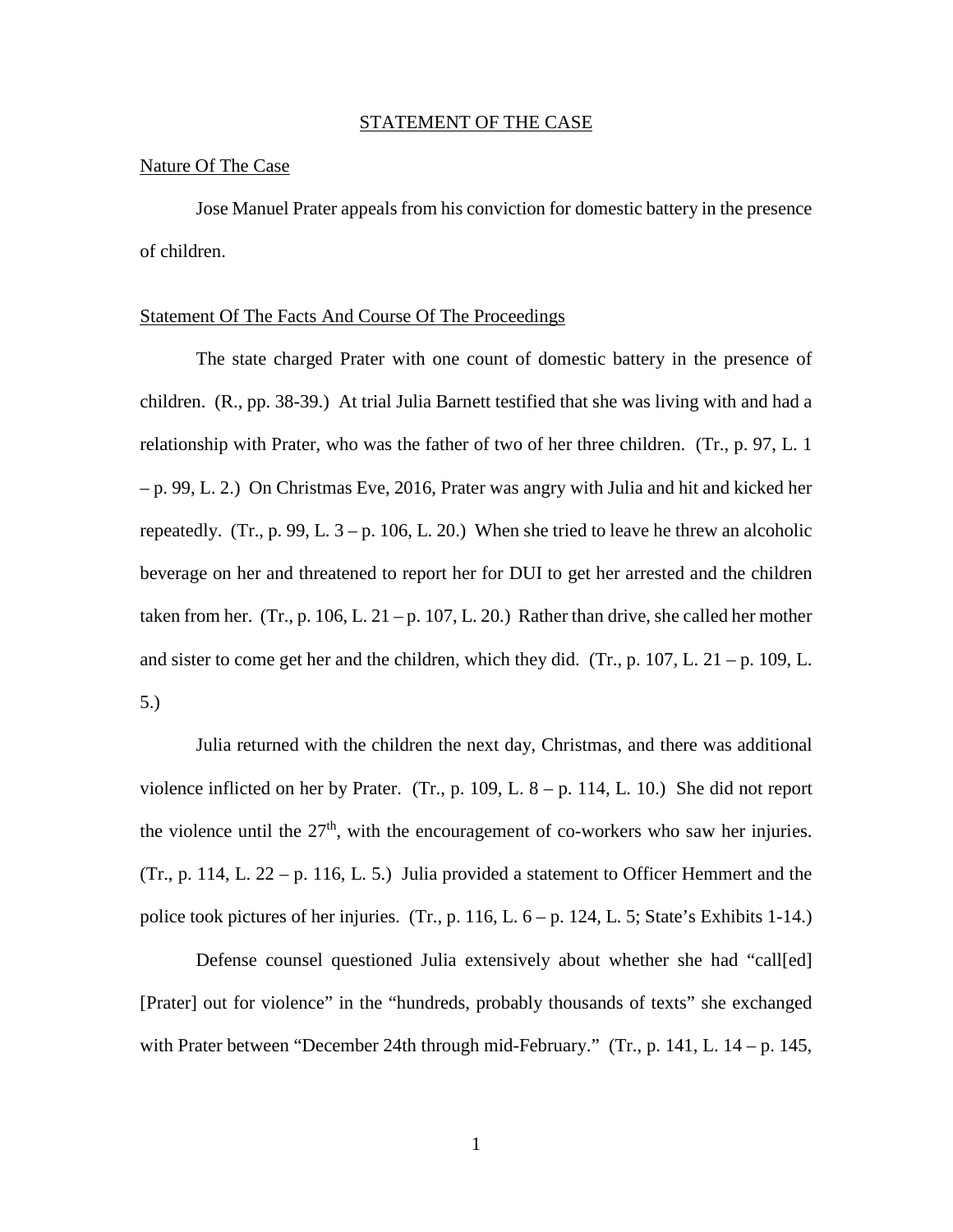# STATEMENT OF THE CASE

## Nature Of The Case

Jose Manuel Prater appeals from his conviction for domestic battery in the presence of children.

## Statement Of The Facts And Course Of The Proceedings

The state charged Prater with one count of domestic battery in the presence of children. (R., pp. 38-39.) At trial Julia Barnett testified that she was living with and had a relationship with Prater, who was the father of two of her three children. (Tr., p. 97, L. 1 – p. 99, L. 2.) On Christmas Eve, 2016, Prater was angry with Julia and hit and kicked her repeatedly. (Tr., p. 99, L. 3 – p. 106, L. 20.) When she tried to leave he threw an alcoholic beverage on her and threatened to report her for DUI to get her arrested and the children taken from her. (Tr., p. 106, L. 21 – p. 107, L. 20.) Rather than drive, she called her mother and sister to come get her and the children, which they did. (Tr., p. 107, L. 21 – p. 109, L. 5.)

Julia returned with the children the next day, Christmas, and there was additional violence inflicted on her by Prater. (Tr., p. 109, L. 8 – p. 114, L. 10.) She did not report the violence until the 27th, with the encouragement of co-workers who saw her injuries. (Tr., p. 114, L. 22 – p. 116, L. 5.) Julia provided a statement to Officer Hemmert and the police took pictures of her injuries. (Tr., p. 116, L. 6 – p. 124, L. 5; State's Exhibits 1-14.)

Defense counsel questioned Julia extensively about whether she had "call[ed] [Prater] out for violence" in the "hundreds, probably thousands of texts" she exchanged with Prater between "December 24th through mid-February." (Tr., p. 141, L. 14 – p. 145,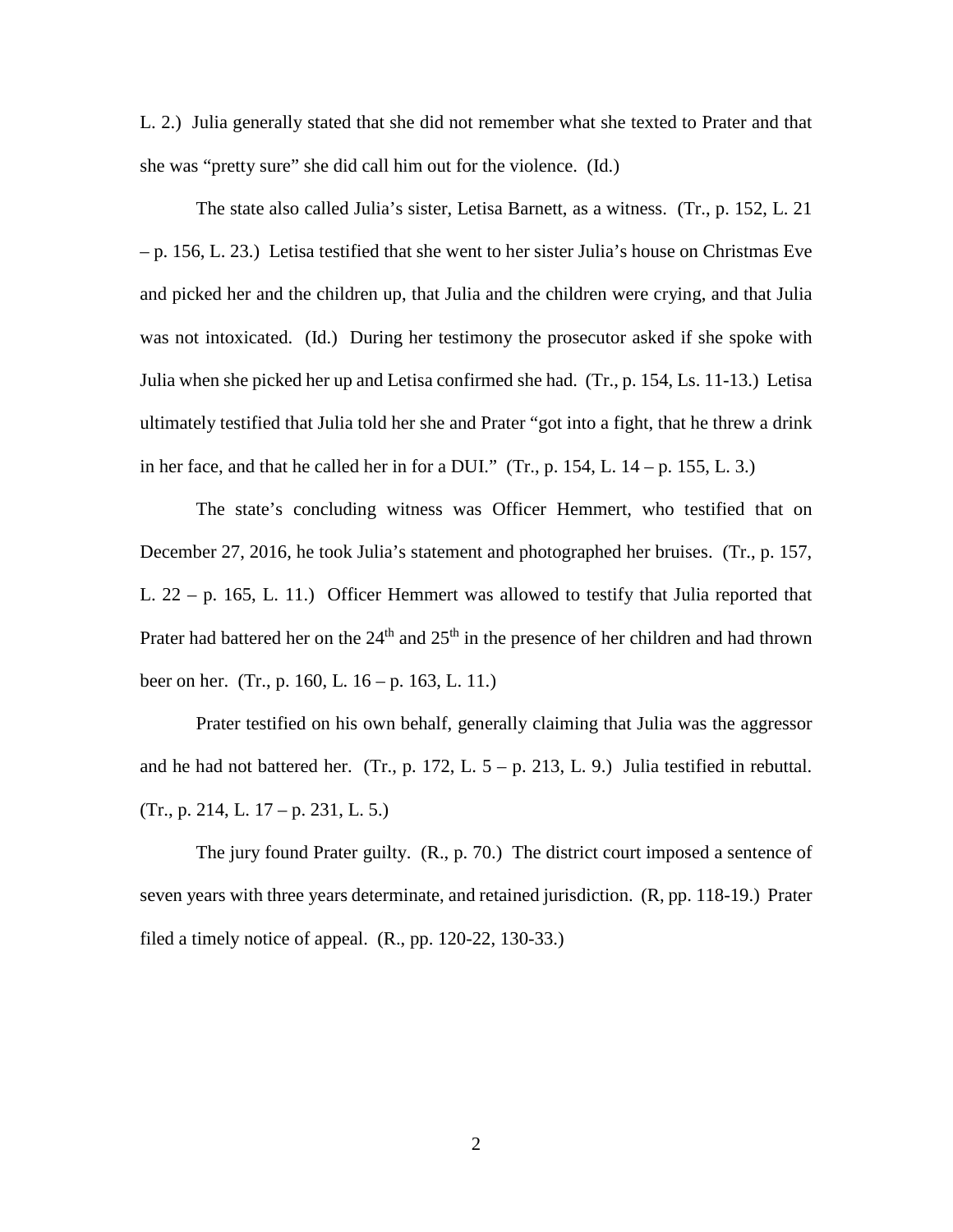L. 2.) Julia generally stated that she did not remember what she texted to Prater and that she was "pretty sure" she did call him out for the violence. (Id.)

The state also called Julia's sister, Letisa Barnett, as a witness. (Tr., p. 152, L. 21 – p. 156, L. 23.) Letisa testified that she went to her sister Julia's house on Christmas Eve and picked her and the children up, that Julia and the children were crying, and that Julia was not intoxicated. (Id.) During her testimony the prosecutor asked if she spoke with Julia when she picked her up and Letisa confirmed she had. (Tr., p. 154, Ls. 11-13.) Letisa ultimately testified that Julia told her she and Prater "got into a fight, that he threw a drink in her face, and that he called her in for a DUI." (Tr., p. 154, L. 14 – p. 155, L. 3.)

The state's concluding witness was Officer Hemmert, who testified that on December 27, 2016, he took Julia's statement and photographed her bruises. (Tr., p. 157, L. 22 – p. 165, L. 11.) Officer Hemmert was allowed to testify that Julia reported that Prater had battered her on the 24th and 25th in the presence of her children and had thrown beer on her. (Tr., p. 160, L. 16 – p. 163, L. 11.)

Prater testified on his own behalf, generally claiming that Julia was the aggressor and he had not battered her. (Tr., p. 172, L. 5 – p. 213, L. 9.) Julia testified in rebuttal. (Tr., p. 214, L. 17 – p. 231, L. 5.)

The jury found Prater guilty. (R., p. 70.) The district court imposed a sentence of seven years with three years determinate, and retained jurisdiction. (R, pp. 118-19.) Prater filed a timely notice of appeal. (R., pp. 120-22, 130-33.)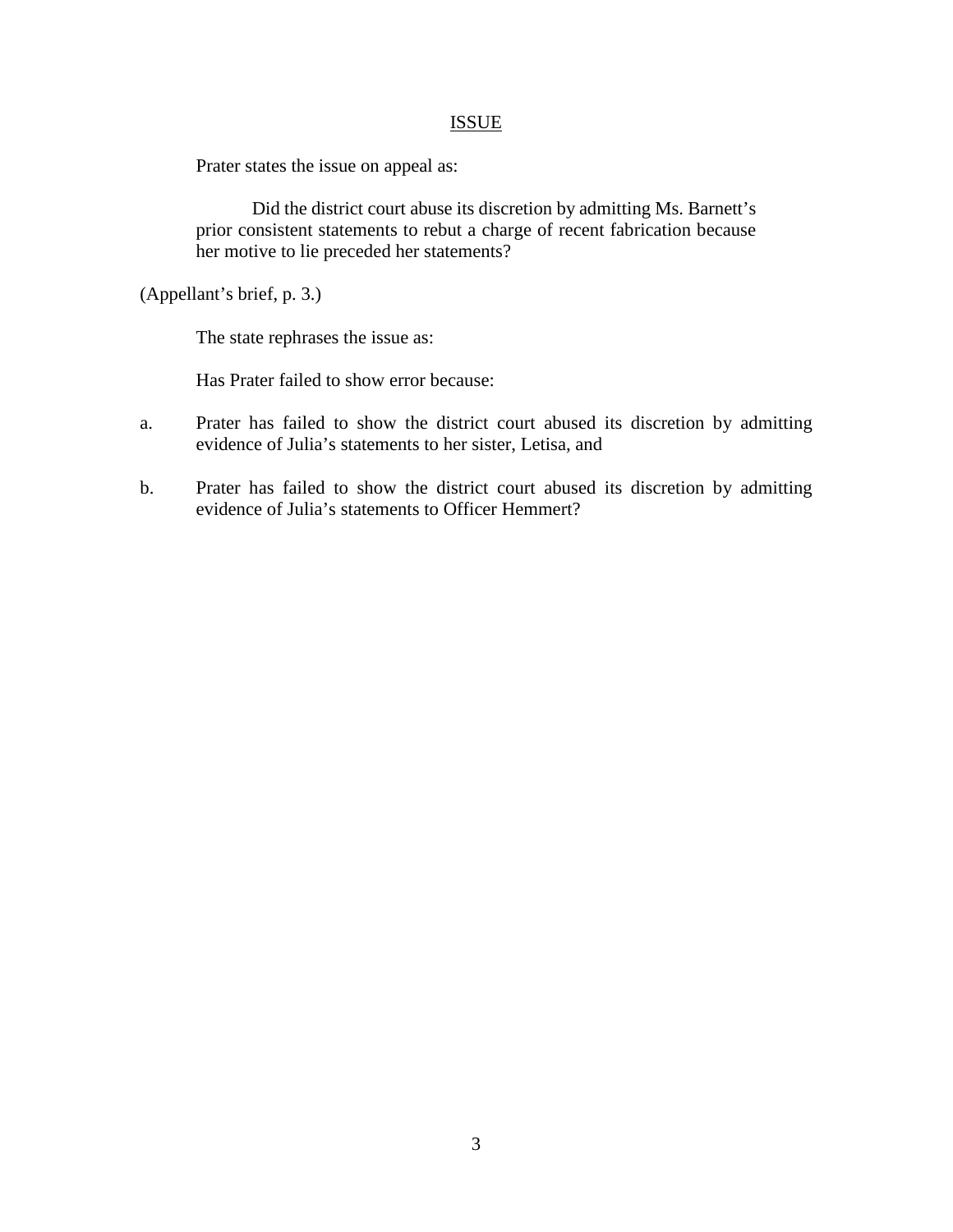## ISSUE

Prater states the issue on appeal as:

> Did the district court abuse its discretion by admitting Ms. Barnett's prior consistent statements to rebut a charge of recent fabrication because her motive to lie preceded her statements?

(Appellant's brief, p. 3.)

The state rephrases the issue as:

Has Prater failed to show error because:

a. Prater has failed to show the district court abused its discretion by admitting evidence of Julia's statements to her sister, Letisa, and

b. Prater has failed to show the district court abused its discretion by admitting evidence of Julia's statements to Officer Hemmert?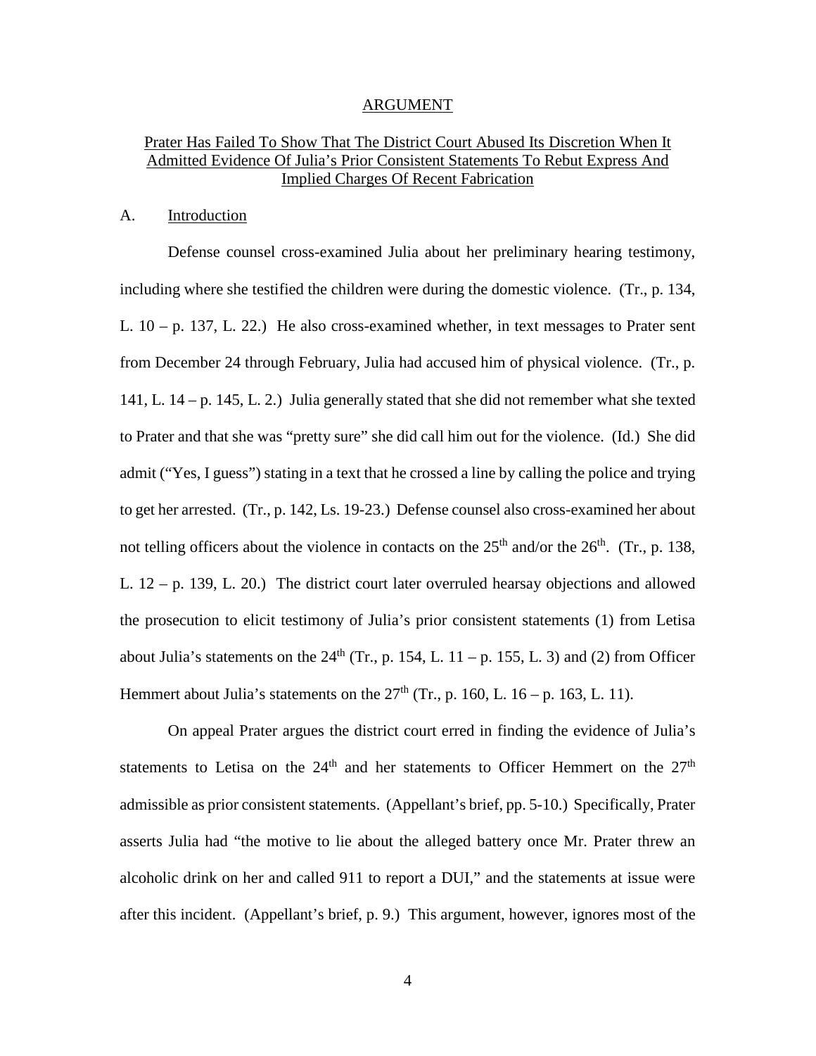## ARGUMENT

### Prater Has Failed To Show That The District Court Abused Its Discretion When It Admitted Evidence Of Julia's Prior Consistent Statements To Rebut Express And Implied Charges Of Recent Fabrication

#### A. Introduction

Defense counsel cross-examined Julia about her preliminary hearing testimony, including where she testified the children were during the domestic violence. (Tr., p. 134, L. 10 – p. 137, L. 22.) He also cross-examined whether, in text messages to Prater sent from December 24 through February, Julia had accused him of physical violence. (Tr., p. 141, L. 14 – p. 145, L. 2.) Julia generally stated that she did not remember what she texted to Prater and that she was "pretty sure" she did call him out for the violence. (Id.) She did admit ("Yes, I guess") stating in a text that he crossed a line by calling the police and trying to get her arrested. (Tr., p. 142, Ls. 19-23.) Defense counsel also cross-examined her about not telling officers about the violence in contacts on the 25th and/or the 26th. (Tr., p. 138, L. 12 – p. 139, L. 20.) The district court later overruled hearsay objections and allowed the prosecution to elicit testimony of Julia's prior consistent statements (1) from Letisa about Julia's statements on the 24th (Tr., p. 154, L. 11 – p. 155, L. 3) and (2) from Officer Hemmert about Julia's statements on the 27th (Tr., p. 160, L. 16 – p. 163, L. 11).

On appeal Prater argues the district court erred in finding the evidence of Julia's statements to Letisa on the 24th and her statements to Officer Hemmert on the 27th admissible as prior consistent statements. (Appellant's brief, pp. 5-10.) Specifically, Prater asserts Julia had "the motive to lie about the alleged battery once Mr. Prater threw an alcoholic drink on her and called 911 to report a DUI," and the statements at issue were after this incident. (Appellant's brief, p. 9.) This argument, however, ignores most of the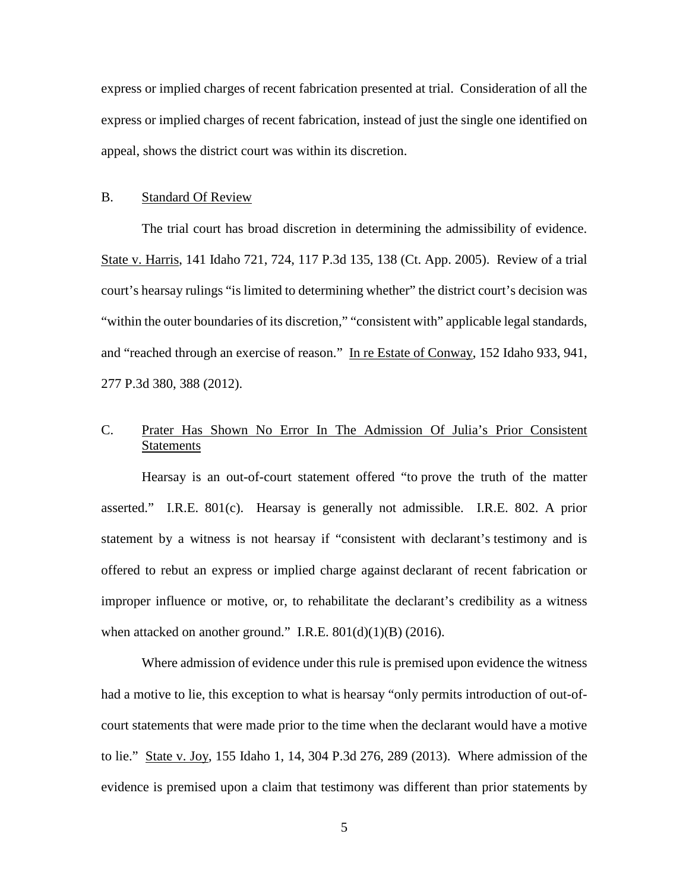express or implied charges of recent fabrication presented at trial. Consideration of all the express or implied charges of recent fabrication, instead of just the single one identified on appeal, shows the district court was within its discretion.

### B. Standard Of Review

The trial court has broad discretion in determining the admissibility of evidence. State v. Harris, 141 Idaho 721, 724, 117 P.3d 135, 138 (Ct. App. 2005). Review of a trial court's hearsay rulings "is limited to determining whether" the district court's decision was "within the outer boundaries of its discretion," "consistent with" applicable legal standards, and "reached through an exercise of reason." In re Estate of Conway, 152 Idaho 933, 941, 277 P.3d 380, 388 (2012).

### C. Prater Has Shown No Error In The Admission Of Julia's Prior Consistent Statements

Hearsay is an out-of-court statement offered "to prove the truth of the matter asserted." I.R.E. 801(c). Hearsay is generally not admissible. I.R.E. 802. A prior statement by a witness is not hearsay if "consistent with declarant's testimony and is offered to rebut an express or implied charge against declarant of recent fabrication or improper influence or motive, or, to rehabilitate the declarant's credibility as a witness when attacked on another ground." I.R.E. 801(d)(1)(B) (2016).

Where admission of evidence under this rule is premised upon evidence the witness had a motive to lie, this exception to what is hearsay "only permits introduction of out-of-court statements that were made prior to the time when the declarant would have a motive to lie." State v. Joy, 155 Idaho 1, 14, 304 P.3d 276, 289 (2013). Where admission of the evidence is premised upon a claim that testimony was different than prior statements by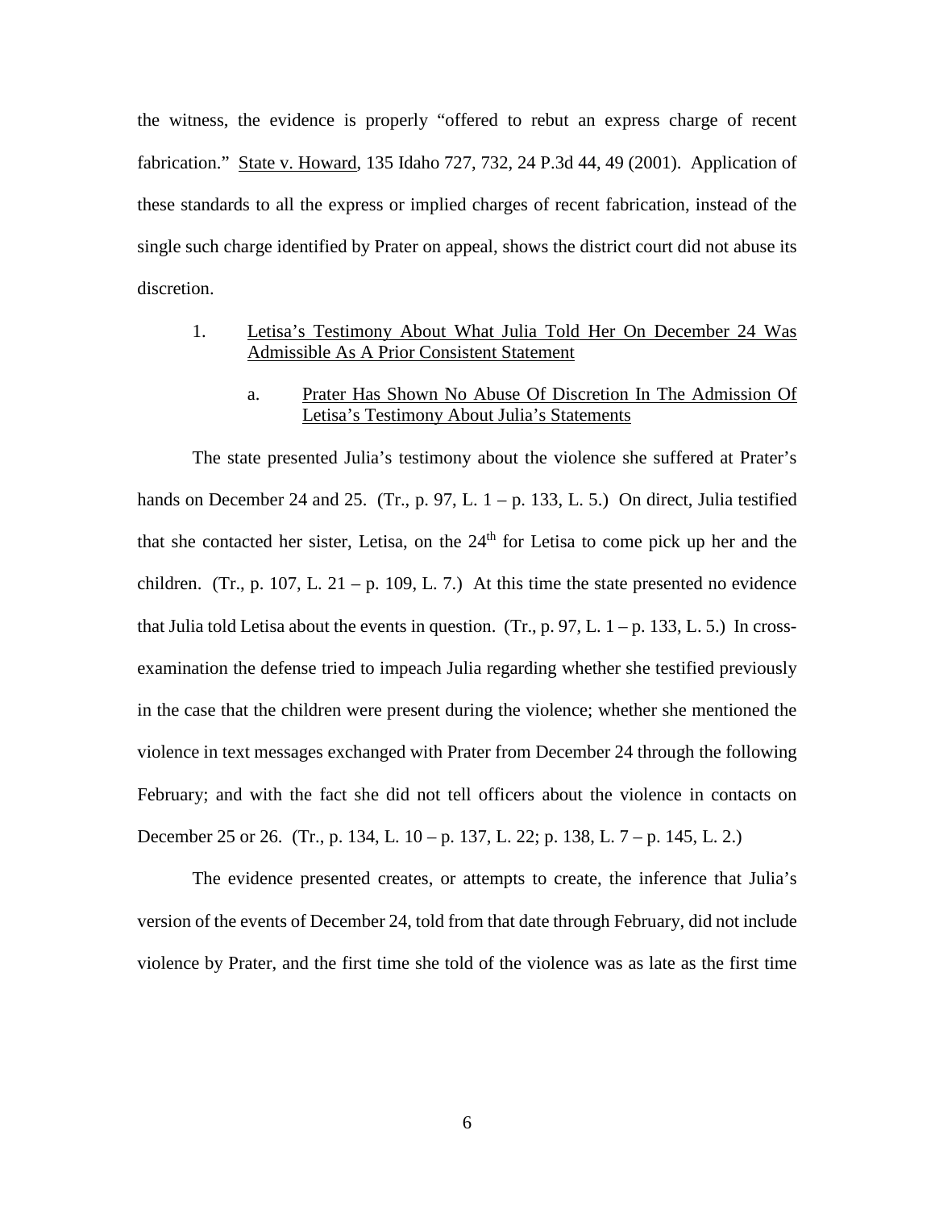the witness, the evidence is properly "offered to rebut an express charge of recent fabrication." State v. Howard, 135 Idaho 727, 732, 24 P.3d 44, 49 (2001). Application of these standards to all the express or implied charges of recent fabrication, instead of the single such charge identified by Prater on appeal, shows the district court did not abuse its discretion.

1. Letisa's Testimony About What Julia Told Her On December 24 Was Admissible As A Prior Consistent Statement

   a. Prater Has Shown No Abuse Of Discretion In The Admission Of Letisa's Testimony About Julia's Statements

The state presented Julia's testimony about the violence she suffered at Prater's hands on December 24 and 25. (Tr., p. 97, L. 1 – p. 133, L. 5.) On direct, Julia testified that she contacted her sister, Letisa, on the 24th for Letisa to come pick up her and the children. (Tr., p. 107, L. 21 – p. 109, L. 7.) At this time the state presented no evidence that Julia told Letisa about the events in question. (Tr., p. 97, L. 1 – p. 133, L. 5.) In cross-examination the defense tried to impeach Julia regarding whether she testified previously in the case that the children were present during the violence; whether she mentioned the violence in text messages exchanged with Prater from December 24 through the following February; and with the fact she did not tell officers about the violence in contacts on December 25 or 26. (Tr., p. 134, L. 10 – p. 137, L. 22; p. 138, L. 7 – p. 145, L. 2.)

The evidence presented creates, or attempts to create, the inference that Julia's version of the events of December 24, told from that date through February, did not include violence by Prater, and the first time she told of the violence was as late as the first time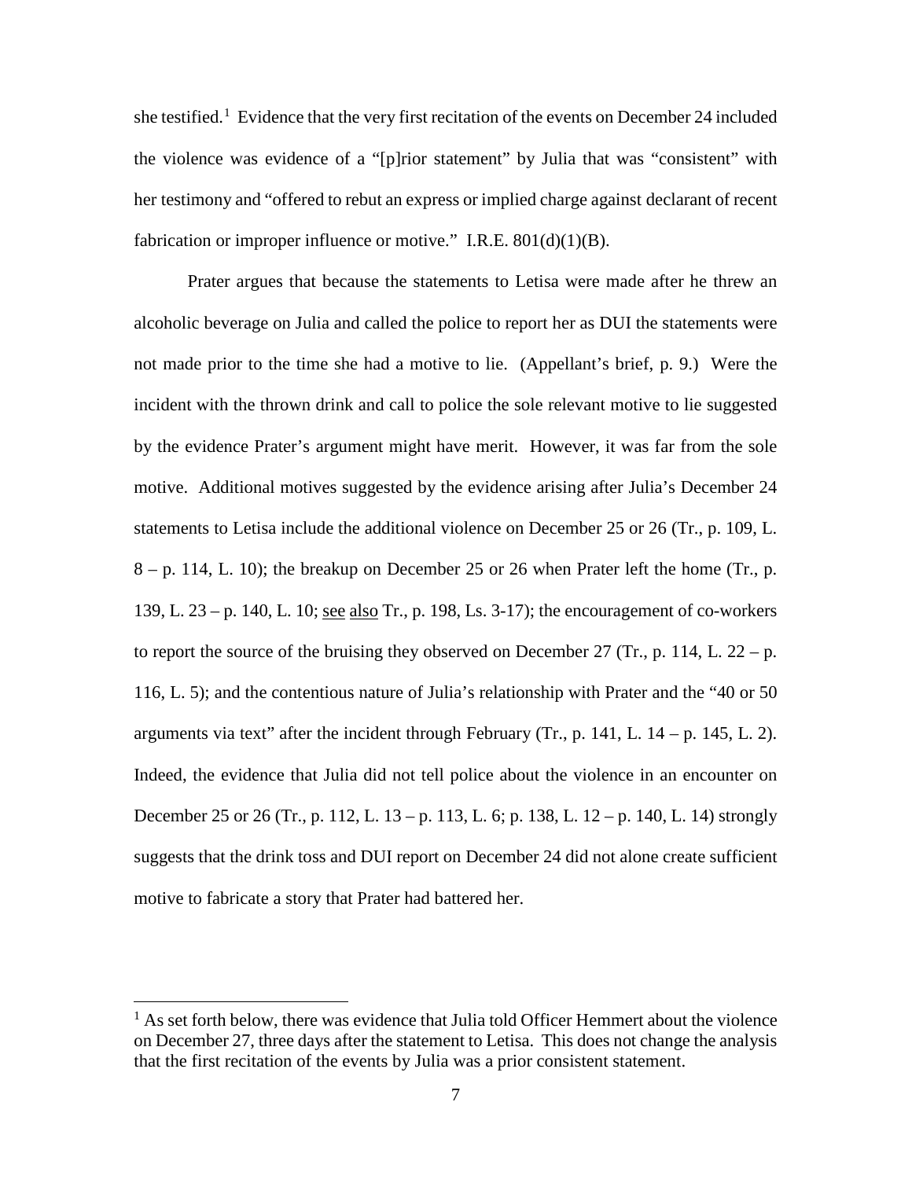she testified.[1] Evidence that the very first recitation of the events on December 24 included the violence was evidence of a "[p]rior statement" by Julia that was "consistent" with her testimony and "offered to rebut an express or implied charge against declarant of recent fabrication or improper influence or motive." I.R.E. 801(d)(1)(B).

Prater argues that because the statements to Letisa were made after he threw an alcoholic beverage on Julia and called the police to report her as DUI the statements were not made prior to the time she had a motive to lie. (Appellant's brief, p. 9.) Were the incident with the thrown drink and call to police the sole relevant motive to lie suggested by the evidence Prater's argument might have merit. However, it was far from the sole motive. Additional motives suggested by the evidence arising after Julia's December 24 statements to Letisa include the additional violence on December 25 or 26 (Tr., p. 109, L. 8 – p. 114, L. 10); the breakup on December 25 or 26 when Prater left the home (Tr., p. 139, L. 23 – p. 140, L. 10; see also Tr., p. 198, Ls. 3-17); the encouragement of co-workers to report the source of the bruising they observed on December 27 (Tr., p. 114, L. 22 – p. 116, L. 5); and the contentious nature of Julia's relationship with Prater and the "40 or 50 arguments via text" after the incident through February (Tr., p. 141, L. 14 – p. 145, L. 2). Indeed, the evidence that Julia did not tell police about the violence in an encounter on December 25 or 26 (Tr., p. 112, L. 13 – p. 113, L. 6; p. 138, L. 12 – p. 140, L. 14) strongly suggests that the drink toss and DUI report on December 24 did not alone create sufficient motive to fabricate a story that Prater had battered her.

---

[1] As set forth below, there was evidence that Julia told Officer Hemmert about the violence on December 27, three days after the statement to Letisa. This does not change the analysis that the first recitation of the events by Julia was a prior consistent statement.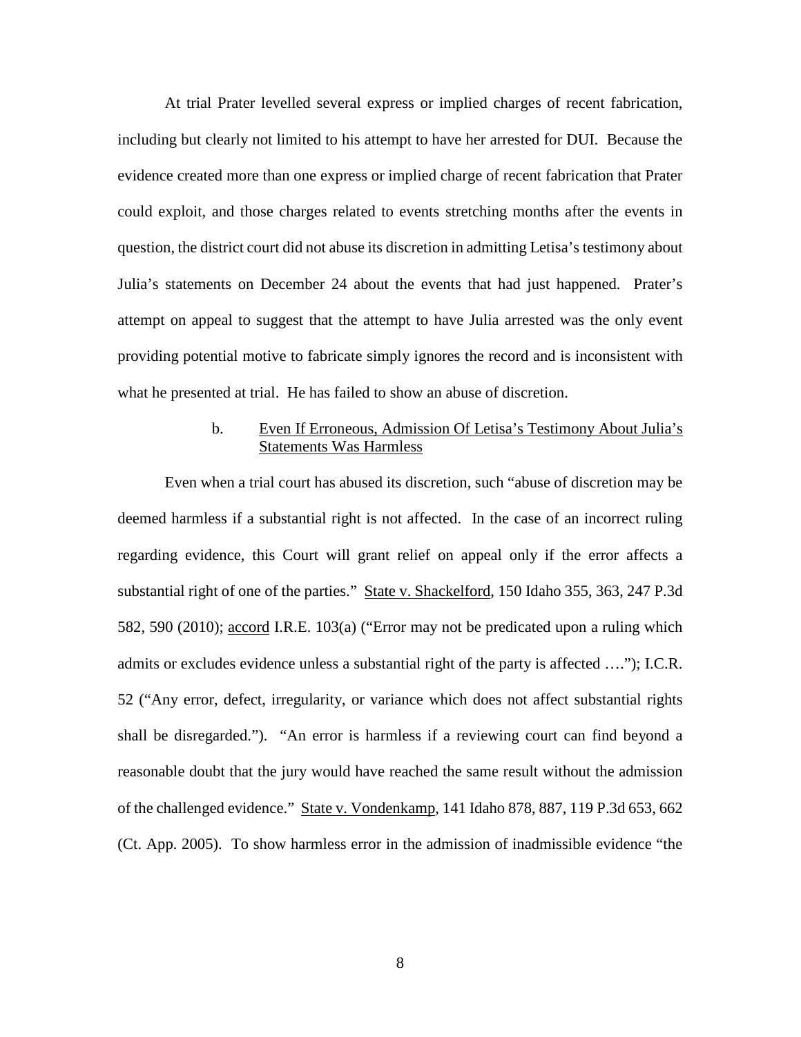At trial Prater levelled several express or implied charges of recent fabrication, including but clearly not limited to his attempt to have her arrested for DUI. Because the evidence created more than one express or implied charge of recent fabrication that Prater could exploit, and those charges related to events stretching months after the events in question, the district court did not abuse its discretion in admitting Letisa's testimony about Julia's statements on December 24 about the events that had just happened. Prater's attempt on appeal to suggest that the attempt to have Julia arrested was the only event providing potential motive to fabricate simply ignores the record and is inconsistent with what he presented at trial. He has failed to show an abuse of discretion.

b. Even If Erroneous, Admission Of Letisa's Testimony About Julia's Statements Was Harmless

Even when a trial court has abused its discretion, such "abuse of discretion may be deemed harmless if a substantial right is not affected. In the case of an incorrect ruling regarding evidence, this Court will grant relief on appeal only if the error affects a substantial right of one of the parties." State v. Shackelford, 150 Idaho 355, 363, 247 P.3d 582, 590 (2010); accord I.R.E. 103(a) ("Error may not be predicated upon a ruling which admits or excludes evidence unless a substantial right of the party is affected …."); I.C.R. 52 ("Any error, defect, irregularity, or variance which does not affect substantial rights shall be disregarded."). "An error is harmless if a reviewing court can find beyond a reasonable doubt that the jury would have reached the same result without the admission of the challenged evidence." State v. Vondenkamp, 141 Idaho 878, 887, 119 P.3d 653, 662 (Ct. App. 2005). To show harmless error in the admission of inadmissible evidence "the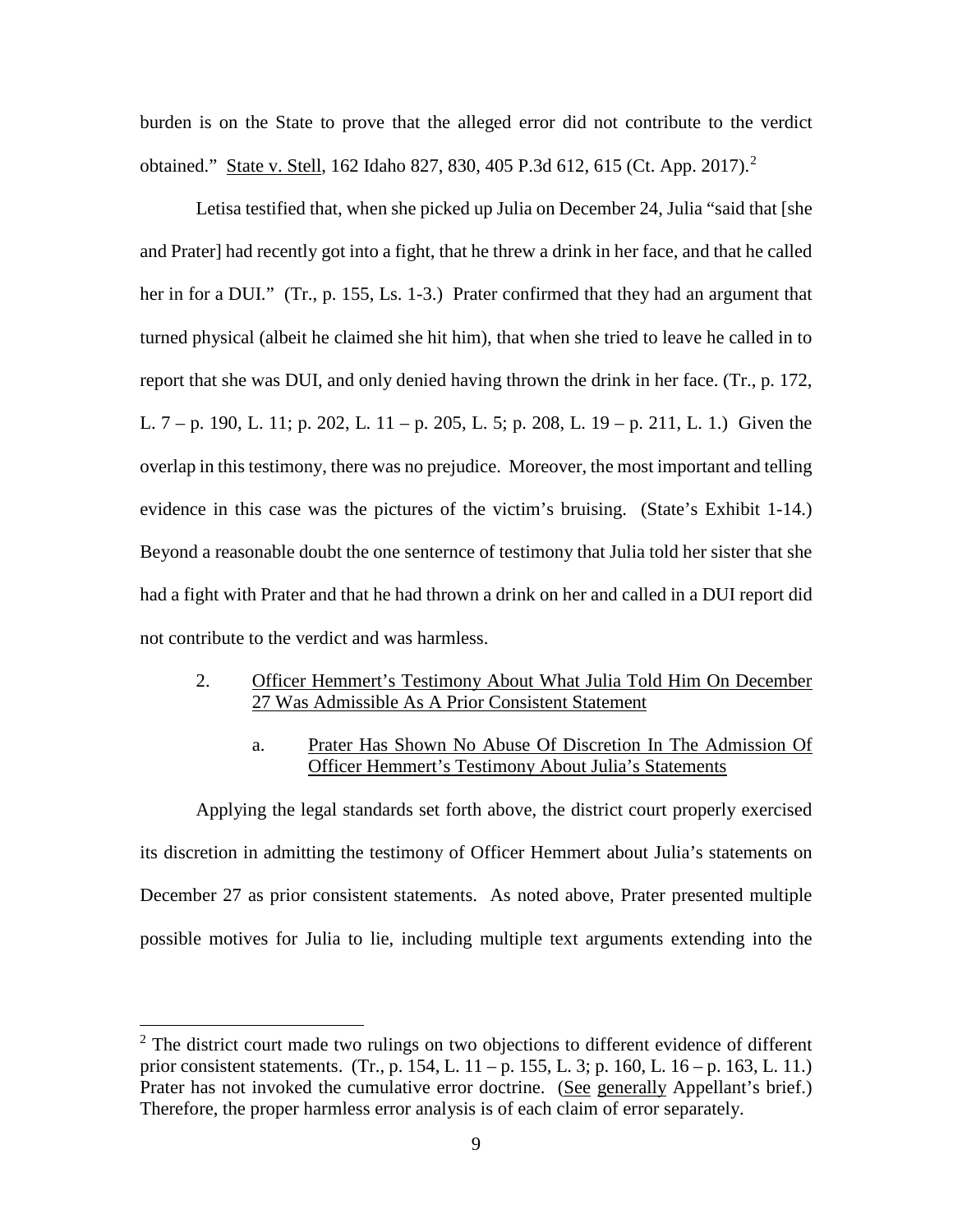burden is on the State to prove that the alleged error did not contribute to the verdict obtained." State v. Stell, 162 Idaho 827, 830, 405 P.3d 612, 615 (Ct. App. 2017).[2]

Letisa testified that, when she picked up Julia on December 24, Julia "said that [she and Prater] had recently got into a fight, that he threw a drink in her face, and that he called her in for a DUI." (Tr., p. 155, Ls. 1-3.) Prater confirmed that they had an argument that turned physical (albeit he claimed she hit him), that when she tried to leave he called in to report that she was DUI, and only denied having thrown the drink in her face. (Tr., p. 172, L. 7 – p. 190, L. 11; p. 202, L. 11 – p. 205, L. 5; p. 208, L. 19 – p. 211, L. 1.) Given the overlap in this testimony, there was no prejudice. Moreover, the most important and telling evidence in this case was the pictures of the victim's bruising. (State's Exhibit 1-14.) Beyond a reasonable doubt the one senternce of testimony that Julia told her sister that she had a fight with Prater and that he had thrown a drink on her and called in a DUI report did not contribute to the verdict and was harmless.

2. Officer Hemmert's Testimony About What Julia Told Him On December 27 Was Admissible As A Prior Consistent Statement

a. Prater Has Shown No Abuse Of Discretion In The Admission Of Officer Hemmert's Testimony About Julia's Statements

Applying the legal standards set forth above, the district court properly exercised its discretion in admitting the testimony of Officer Hemmert about Julia's statements on December 27 as prior consistent statements. As noted above, Prater presented multiple possible motives for Julia to lie, including multiple text arguments extending into the

---

[2] The district court made two rulings on two objections to different evidence of different prior consistent statements. (Tr., p. 154, L. 11 – p. 155, L. 3; p. 160, L. 16 – p. 163, L. 11.) Prater has not invoked the cumulative error doctrine. (See generally Appellant's brief.) Therefore, the proper harmless error analysis is of each claim of error separately.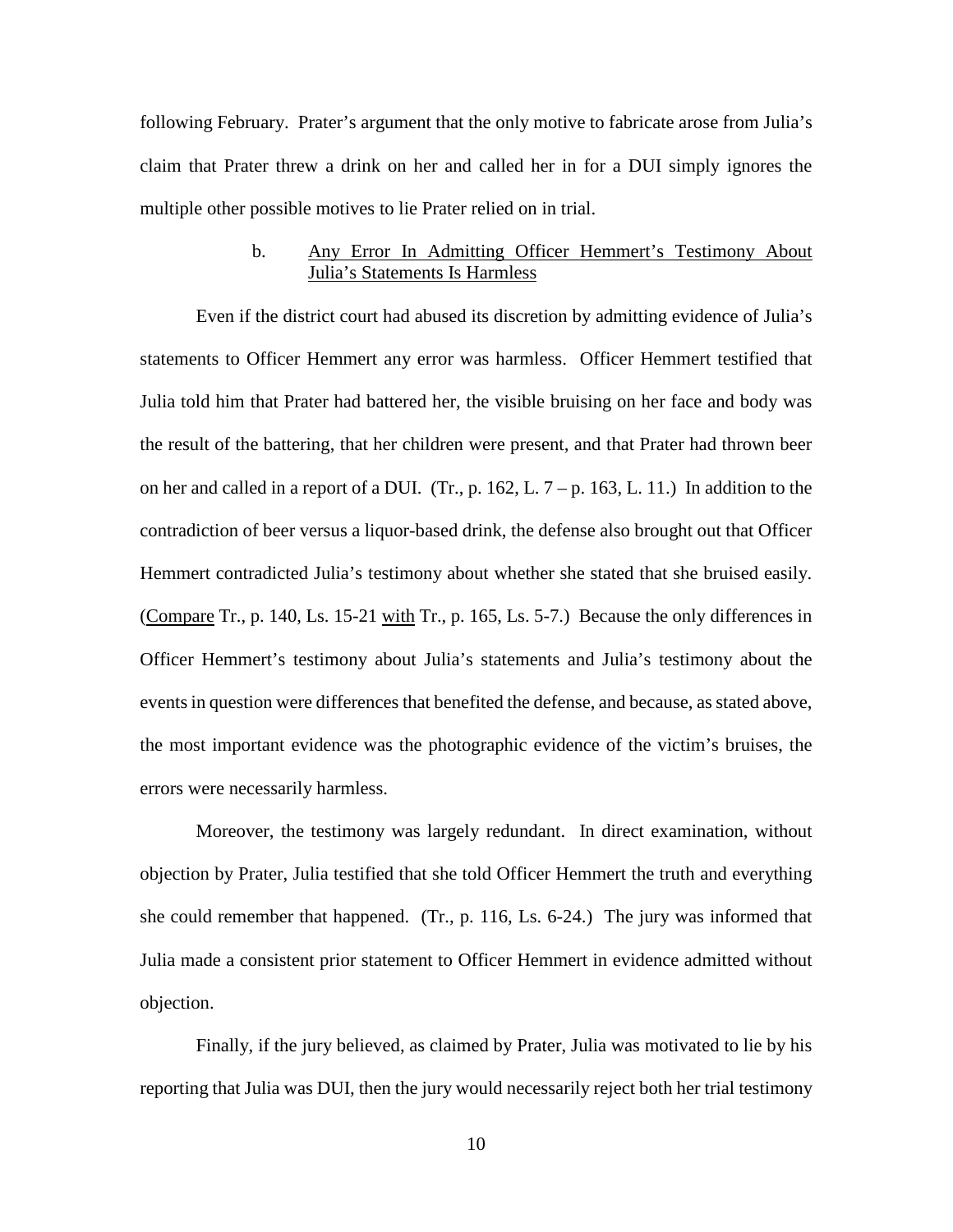following February. Prater's argument that the only motive to fabricate arose from Julia's claim that Prater threw a drink on her and called her in for a DUI simply ignores the multiple other possible motives to lie Prater relied on in trial.

b. <u>Any Error In Admitting Officer Hemmert's Testimony About Julia's Statements Is Harmless</u>

Even if the district court had abused its discretion by admitting evidence of Julia's statements to Officer Hemmert any error was harmless. Officer Hemmert testified that Julia told him that Prater had battered her, the visible bruising on her face and body was the result of the battering, that her children were present, and that Prater had thrown beer on her and called in a report of a DUI. (Tr., p. 162, L. 7 – p. 163, L. 11.) In addition to the contradiction of beer versus a liquor-based drink, the defense also brought out that Officer Hemmert contradicted Julia's testimony about whether she stated that she bruised easily. (<u>Compare</u> Tr., p. 140, Ls. 15-21 <u>with</u> Tr., p. 165, Ls. 5-7.) Because the only differences in Officer Hemmert's testimony about Julia's statements and Julia's testimony about the events in question were differences that benefited the defense, and because, as stated above, the most important evidence was the photographic evidence of the victim's bruises, the errors were necessarily harmless.

Moreover, the testimony was largely redundant. In direct examination, without objection by Prater, Julia testified that she told Officer Hemmert the truth and everything she could remember that happened. (Tr., p. 116, Ls. 6-24.) The jury was informed that Julia made a consistent prior statement to Officer Hemmert in evidence admitted without objection.

Finally, if the jury believed, as claimed by Prater, Julia was motivated to lie by his reporting that Julia was DUI, then the jury would necessarily reject both her trial testimony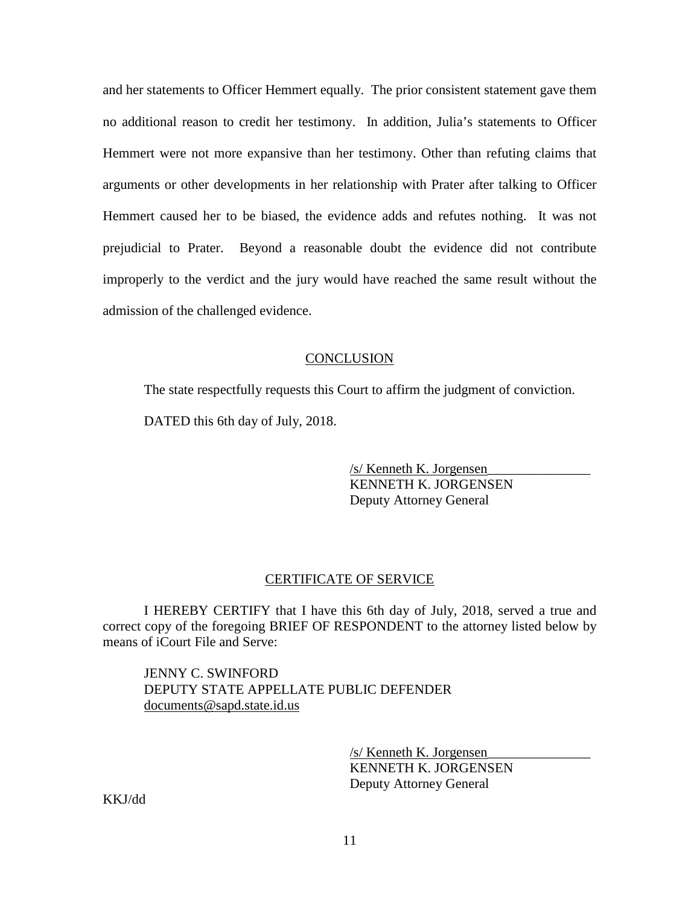and her statements to Officer Hemmert equally. The prior consistent statement gave them no additional reason to credit her testimony. In addition, Julia's statements to Officer Hemmert were not more expansive than her testimony. Other than refuting claims that arguments or other developments in her relationship with Prater after talking to Officer Hemmert caused her to be biased, the evidence adds and refutes nothing. It was not prejudicial to Prater. Beyond a reasonable doubt the evidence did not contribute improperly to the verdict and the jury would have reached the same result without the admission of the challenged evidence.

## CONCLUSION

The state respectfully requests this Court to affirm the judgment of conviction.

DATED this 6th day of July, 2018.

/s/ Kenneth K. Jorgensen
KENNETH K. JORGENSEN
Deputy Attorney General

## CERTIFICATE OF SERVICE

I HEREBY CERTIFY that I have this 6th day of July, 2018, served a true and correct copy of the foregoing BRIEF OF RESPONDENT to the attorney listed below by means of iCourt File and Serve:

JENNY C. SWINFORD
DEPUTY STATE APPELLATE PUBLIC DEFENDER
documents@sapd.state.id.us

/s/ Kenneth K. Jorgensen
KENNETH K. JORGENSEN
Deputy Attorney General

KKJ/dd